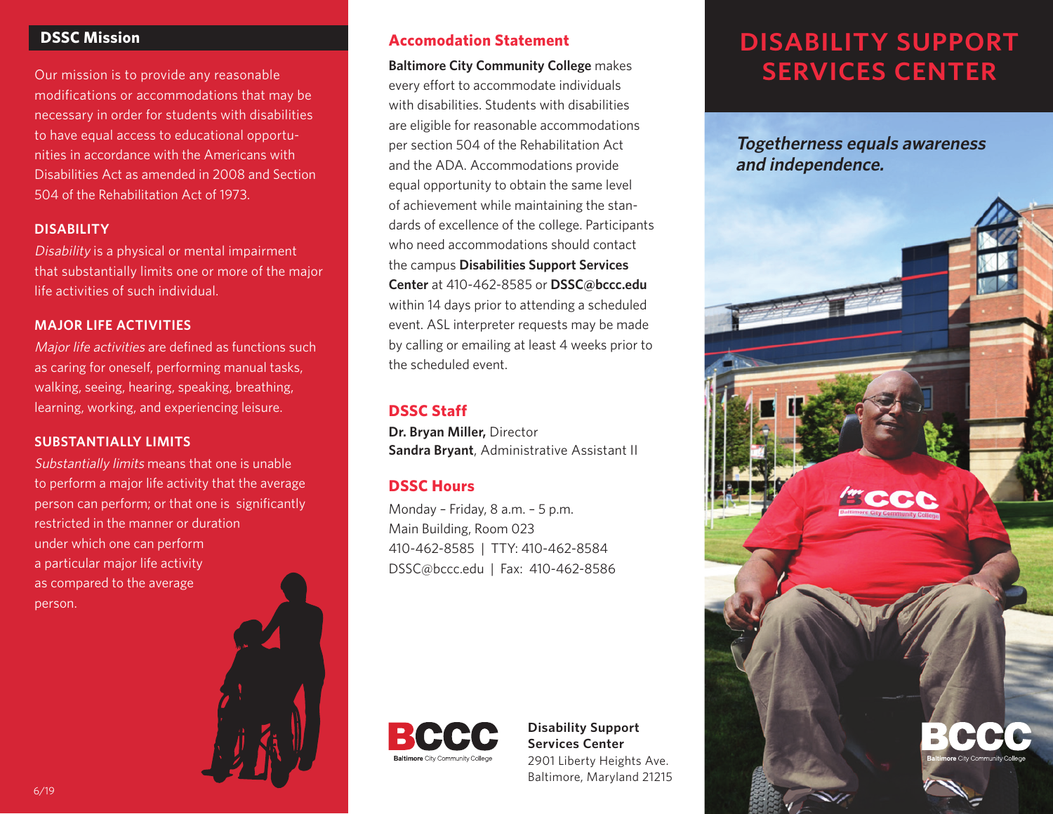## DSSC Mission

Our mission is to provide any reasonable modifications or accommodations that may be necessary in order for students with disabilities to have equal access to educational opportunities in accordance with the Americans with Disabilities Act as amended in 2008 and Section 504 of the Rehabilitation Act of 1973.

### DISABILITY

*Disability* is a physical or mental impairment that substantially limits one or more of the major life activities of such individual.

### MAJOR LIFE ACTIVITIES

*Major life activities* are defined as functions such as caring for oneself, performing manual tasks, walking, seeing, hearing, speaking, breathing, learning, working, and experiencing leisure.

### SUBSTANTIALLY LIMITS

*Substantially limits* means that one is unable to perform a major life activity that the average person can perform; or that one is significantly restricted in the manner or duration under which one can perform a particular major life activity as compared to the average person.

6/19

## Accomodation Statement

**Baltimore City Community College** makes every effort to accommodate individuals with disabilities. Students with disabilities are eligible for reasonable accommodations per section 504 of the Rehabilitation Act and the ADA. Accommodations provide equal opportunity to obtain the same level of achievement while maintaining the standards of excellence of the college. Participants who need accommodations should contact the campus **Disabilities Support Services Center** at 410-462-8585 or **DSSC@bccc.edu** within 14 days prior to attending a scheduled event. ASL interpreter requests may be made by calling or emailing at least 4 weeks prior to the scheduled event.

## DSSC Staff

**Dr. Bryan Miller,** Director
**Sandra Bryant**, Administrative Assistant II

## DSSC Hours

Monday – Friday, 8 a.m. – 5 p.m.
Main Building, Room 023
410-462-8585 | TTY: 410-462-8584
DSSC@bccc.edu | Fax: 410-462-8586

BCCC
Baltimore City Community College

**Disability Support Services Center**
2901 Liberty Heights Ave.
Baltimore, Maryland 21215

# DISABILITY SUPPORT SERVICES CENTER

***Togetherness equals awareness and independence.***

BCCC
Baltimore City Community College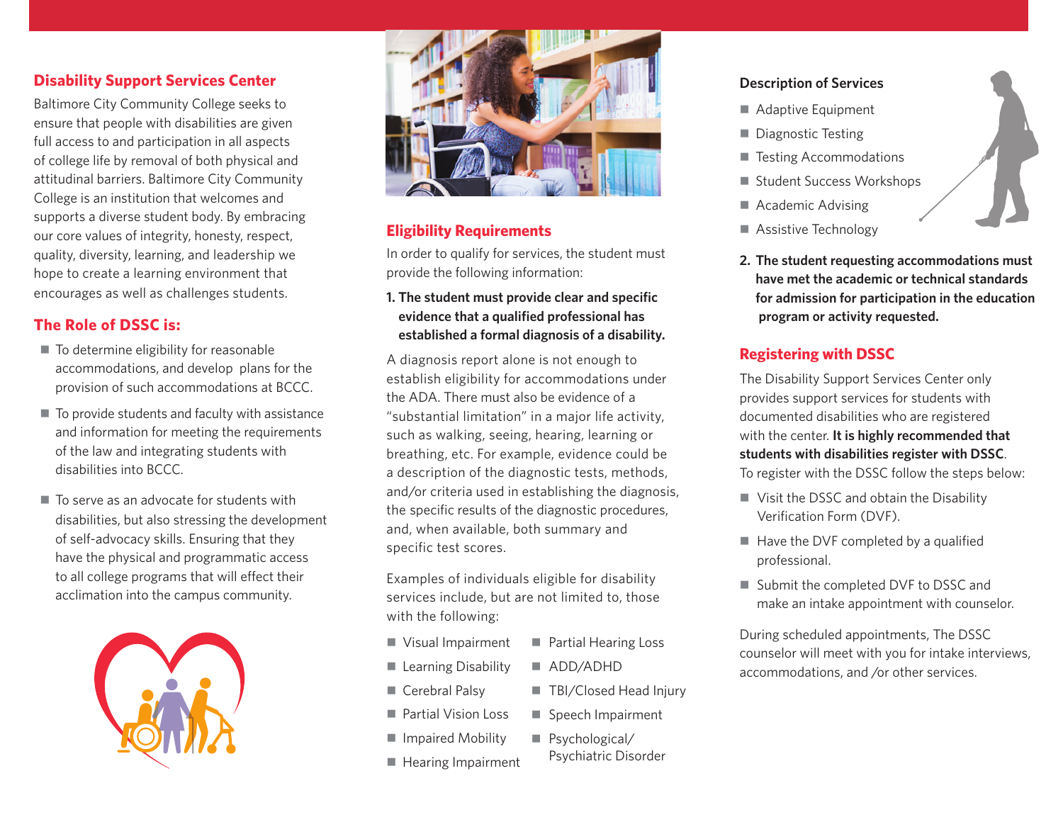## Disability Support Services Center

Baltimore City Community College seeks to ensure that people with disabilities are given full access to and participation in all aspects of college life by removal of both physical and attitudinal barriers. Baltimore City Community College is an institution that welcomes and supports a diverse student body. By embracing our core values of integrity, honesty, respect, quality, diversity, learning, and leadership we hope to create a learning environment that encourages as well as challenges students.

## The Role of DSSC is:

- To determine eligibility for reasonable accommodations, and develop plans for the provision of such accommodations at BCCC.
- To provide students and faculty with assistance and information for meeting the requirements of the law and integrating students with disabilities into BCCC.
- To serve as an advocate for students with disabilities, but also stressing the development of self-advocacy skills. Ensuring that they have the physical and programmatic access to all college programs that will effect their acclimation into the campus community.

## Eligibility Requirements

In order to qualify for services, the student must provide the following information:

**1. The student must provide clear and specific evidence that a qualified professional has established a formal diagnosis of a disability.**

A diagnosis report alone is not enough to establish eligibility for accommodations under the ADA. There must also be evidence of a "substantial limitation" in a major life activity, such as walking, seeing, hearing, learning or breathing, etc. For example, evidence could be a description of the diagnostic tests, methods, and/or criteria used in establishing the diagnosis, the specific results of the diagnostic procedures, and, when available, both summary and specific test scores.

Examples of individuals eligible for disability services include, but are not limited to, those with the following:

- Visual Impairment
- Learning Disability
- Cerebral Palsy
- Partial Vision Loss
- Impaired Mobility
- Hearing Impairment
- Partial Hearing Loss
- ADD/ADHD
- TBI/Closed Head Injury
- Speech Impairment
- Psychological/ Psychiatric Disorder

### Description of Services

- Adaptive Equipment
- Diagnostic Testing
- Testing Accommodations
- Student Success Workshops
- Academic Advising
- Assistive Technology

**2. The student requesting accommodations must have met the academic or technical standards for admission for participation in the education program or activity requested.**

## Registering with DSSC

The Disability Support Services Center only provides support services for students with documented disabilities who are registered with the center. **It is highly recommended that students with disabilities register with DSSC**. To register with the DSSC follow the steps below:

- Visit the DSSC and obtain the Disability Verification Form (DVF).
- Have the DVF completed by a qualified professional.
- Submit the completed DVF to DSSC and make an intake appointment with counselor.

During scheduled appointments, The DSSC counselor will meet with you for intake interviews, accommodations, and /or other services.